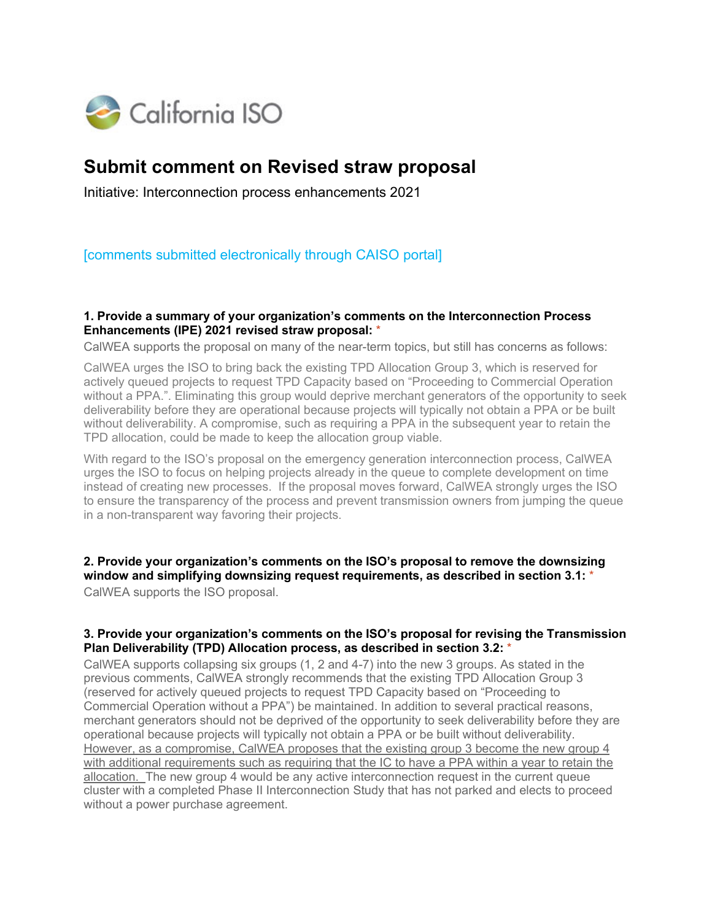California ISO

# Submit comment on Revised straw proposal

Initiative: Interconnection process enhancements 2021

[comments submitted electronically through CAISO portal]

**1. Provide a summary of your organization's comments on the Interconnection Process Enhancements (IPE) 2021 revised straw proposal:** *

CalWEA supports the proposal on many of the near-term topics, but still has concerns as follows:

CalWEA urges the ISO to bring back the existing TPD Allocation Group 3, which is reserved for actively queued projects to request TPD Capacity based on "Proceeding to Commercial Operation without a PPA.". Eliminating this group would deprive merchant generators of the opportunity to seek deliverability before they are operational because projects will typically not obtain a PPA or be built without deliverability. A compromise, such as requiring a PPA in the subsequent year to retain the TPD allocation, could be made to keep the allocation group viable.

With regard to the ISO's proposal on the emergency generation interconnection process, CalWEA urges the ISO to focus on helping projects already in the queue to complete development on time instead of creating new processes. If the proposal moves forward, CalWEA strongly urges the ISO to ensure the transparency of the process and prevent transmission owners from jumping the queue in a non-transparent way favoring their projects.

**2. Provide your organization's comments on the ISO's proposal to remove the downsizing window and simplifying downsizing request requirements, as described in section 3.1:** *

CalWEA supports the ISO proposal.

**3. Provide your organization's comments on the ISO's proposal for revising the Transmission Plan Deliverability (TPD) Allocation process, as described in section 3.2:** *

CalWEA supports collapsing six groups (1, 2 and 4-7) into the new 3 groups. As stated in the previous comments, CalWEA strongly recommends that the existing TPD Allocation Group 3 (reserved for actively queued projects to request TPD Capacity based on "Proceeding to Commercial Operation without a PPA") be maintained. In addition to several practical reasons, merchant generators should not be deprived of the opportunity to seek deliverability before they are operational because projects will typically not obtain a PPA or be built without deliverability. <u>However, as a compromise, CalWEA proposes that the existing group 3 become the new group 4 with additional requirements such as requiring that the IC to have a PPA within a year to retain the allocation.</u> The new group 4 would be any active interconnection request in the current queue cluster with a completed Phase II Interconnection Study that has not parked and elects to proceed without a power purchase agreement.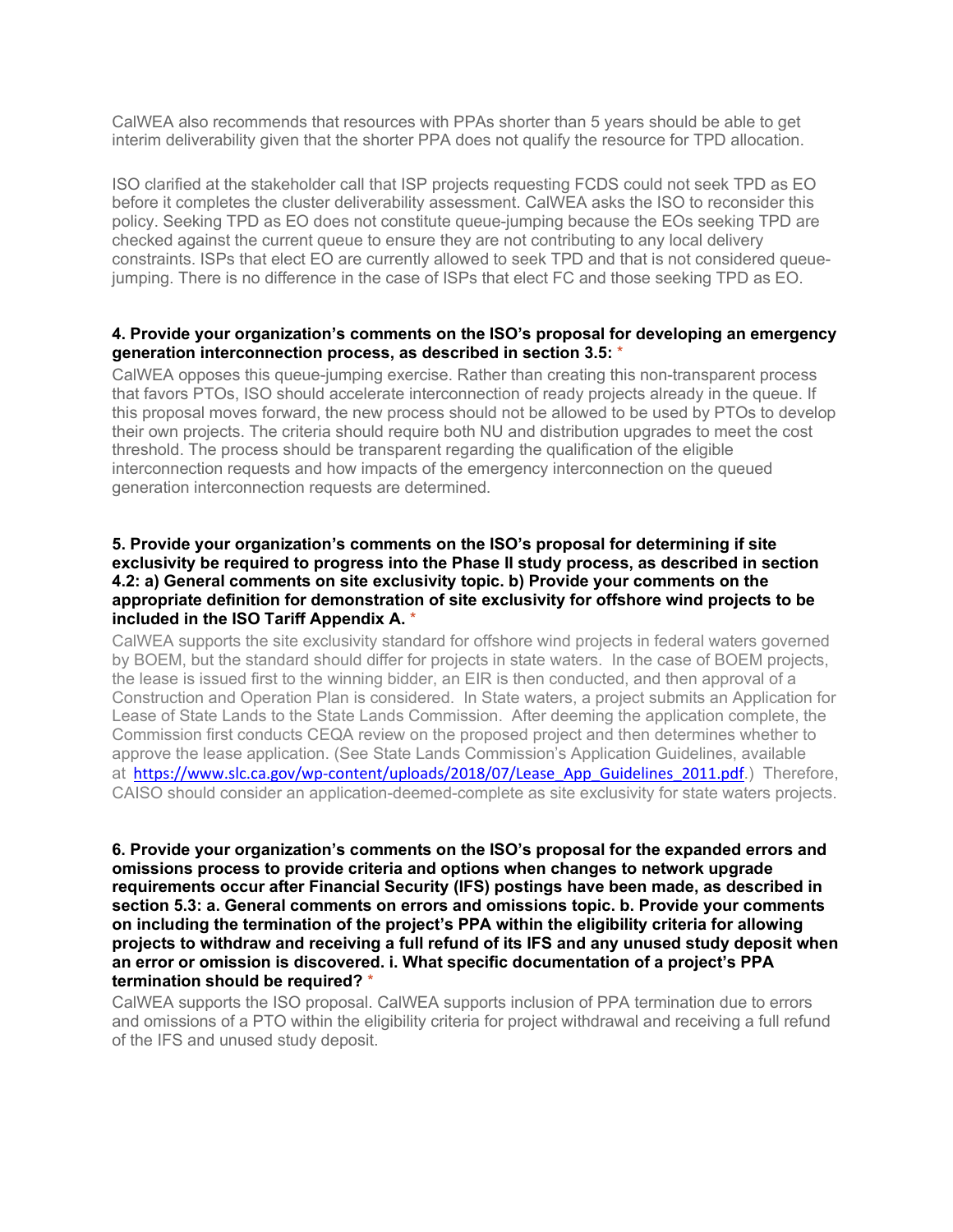CalWEA also recommends that resources with PPAs shorter than 5 years should be able to get interim deliverability given that the shorter PPA does not qualify the resource for TPD allocation.

ISO clarified at the stakeholder call that ISP projects requesting FCDS could not seek TPD as EO before it completes the cluster deliverability assessment. CalWEA asks the ISO to reconsider this policy. Seeking TPD as EO does not constitute queue-jumping because the EOs seeking TPD are checked against the current queue to ensure they are not contributing to any local delivery constraints. ISPs that elect EO are currently allowed to seek TPD and that is not considered queue-jumping. There is no difference in the case of ISPs that elect FC and those seeking TPD as EO.

**4. Provide your organization's comments on the ISO's proposal for developing an emergency generation interconnection process, as described in section 3.5:** *

CalWEA opposes this queue-jumping exercise. Rather than creating this non-transparent process that favors PTOs, ISO should accelerate interconnection of ready projects already in the queue. If this proposal moves forward, the new process should not be allowed to be used by PTOs to develop their own projects. The criteria should require both NU and distribution upgrades to meet the cost threshold. The process should be transparent regarding the qualification of the eligible interconnection requests and how impacts of the emergency interconnection on the queued generation interconnection requests are determined.

**5. Provide your organization's comments on the ISO's proposal for determining if site exclusivity be required to progress into the Phase II study process, as described in section 4.2: a) General comments on site exclusivity topic. b) Provide your comments on the appropriate definition for demonstration of site exclusivity for offshore wind projects to be included in the ISO Tariff Appendix A.** *

CalWEA supports the site exclusivity standard for offshore wind projects in federal waters governed by BOEM, but the standard should differ for projects in state waters. In the case of BOEM projects, the lease is issued first to the winning bidder, an EIR is then conducted, and then approval of a Construction and Operation Plan is considered. In State waters, a project submits an Application for Lease of State Lands to the State Lands Commission. After deeming the application complete, the Commission first conducts CEQA review on the proposed project and then determines whether to approve the lease application. (See State Lands Commission's Application Guidelines, available at https://www.slc.ca.gov/wp-content/uploads/2018/07/Lease_App_Guidelines_2011.pdf.) Therefore, CAISO should consider an application-deemed-complete as site exclusivity for state waters projects.

**6. Provide your organization's comments on the ISO's proposal for the expanded errors and omissions process to provide criteria and options when changes to network upgrade requirements occur after Financial Security (IFS) postings have been made, as described in section 5.3: a. General comments on errors and omissions topic. b. Provide your comments on including the termination of the project's PPA within the eligibility criteria for allowing projects to withdraw and receiving a full refund of its IFS and any unused study deposit when an error or omission is discovered. i. What specific documentation of a project's PPA termination should be required?** *

CalWEA supports the ISO proposal. CalWEA supports inclusion of PPA termination due to errors and omissions of a PTO within the eligibility criteria for project withdrawal and receiving a full refund of the IFS and unused study deposit.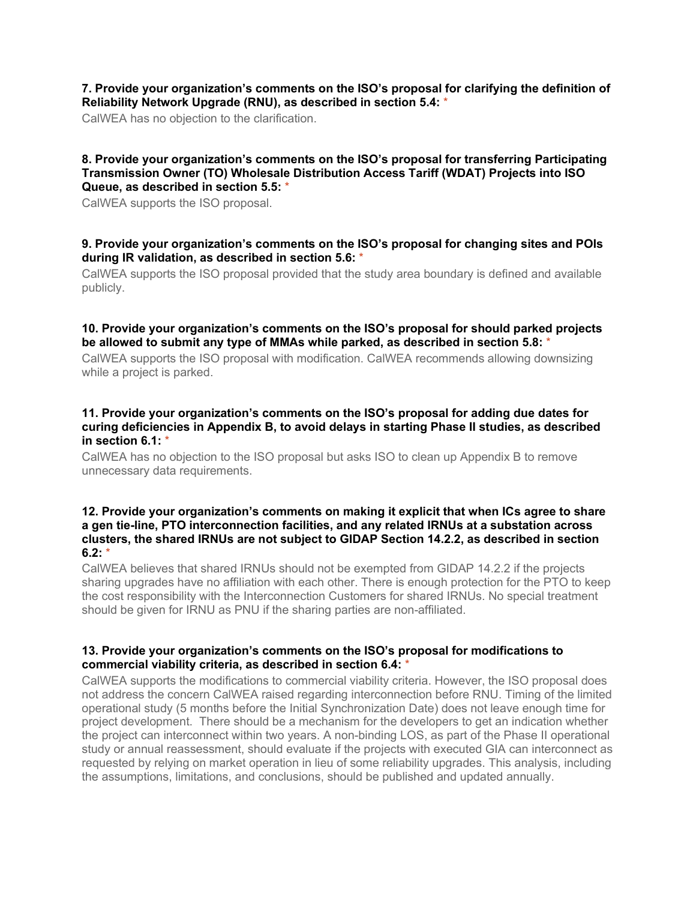**7. Provide your organization's comments on the ISO's proposal for clarifying the definition of Reliability Network Upgrade (RNU), as described in section 5.4:** *

CalWEA has no objection to the clarification.

**8. Provide your organization's comments on the ISO's proposal for transferring Participating Transmission Owner (TO) Wholesale Distribution Access Tariff (WDAT) Projects into ISO Queue, as described in section 5.5:** *

CalWEA supports the ISO proposal.

**9. Provide your organization's comments on the ISO's proposal for changing sites and POIs during IR validation, as described in section 5.6:** *

CalWEA supports the ISO proposal provided that the study area boundary is defined and available publicly.

**10. Provide your organization's comments on the ISO's proposal for should parked projects be allowed to submit any type of MMAs while parked, as described in section 5.8:** *

CalWEA supports the ISO proposal with modification. CalWEA recommends allowing downsizing while a project is parked.

**11. Provide your organization's comments on the ISO's proposal for adding due dates for curing deficiencies in Appendix B, to avoid delays in starting Phase II studies, as described in section 6.1:** *

CalWEA has no objection to the ISO proposal but asks ISO to clean up Appendix B to remove unnecessary data requirements.

**12. Provide your organization's comments on making it explicit that when ICs agree to share a gen tie-line, PTO interconnection facilities, and any related IRNUs at a substation across clusters, the shared IRNUs are not subject to GIDAP Section 14.2.2, as described in section 6.2:** *

CalWEA believes that shared IRNUs should not be exempted from GIDAP 14.2.2 if the projects sharing upgrades have no affiliation with each other. There is enough protection for the PTO to keep the cost responsibility with the Interconnection Customers for shared IRNUs. No special treatment should be given for IRNU as PNU if the sharing parties are non-affiliated.

**13. Provide your organization's comments on the ISO's proposal for modifications to commercial viability criteria, as described in section 6.4:** *

CalWEA supports the modifications to commercial viability criteria. However, the ISO proposal does not address the concern CalWEA raised regarding interconnection before RNU. Timing of the limited operational study (5 months before the Initial Synchronization Date) does not leave enough time for project development. There should be a mechanism for the developers to get an indication whether the project can interconnect within two years. A non-binding LOS, as part of the Phase II operational study or annual reassessment, should evaluate if the projects with executed GIA can interconnect as requested by relying on market operation in lieu of some reliability upgrades. This analysis, including the assumptions, limitations, and conclusions, should be published and updated annually.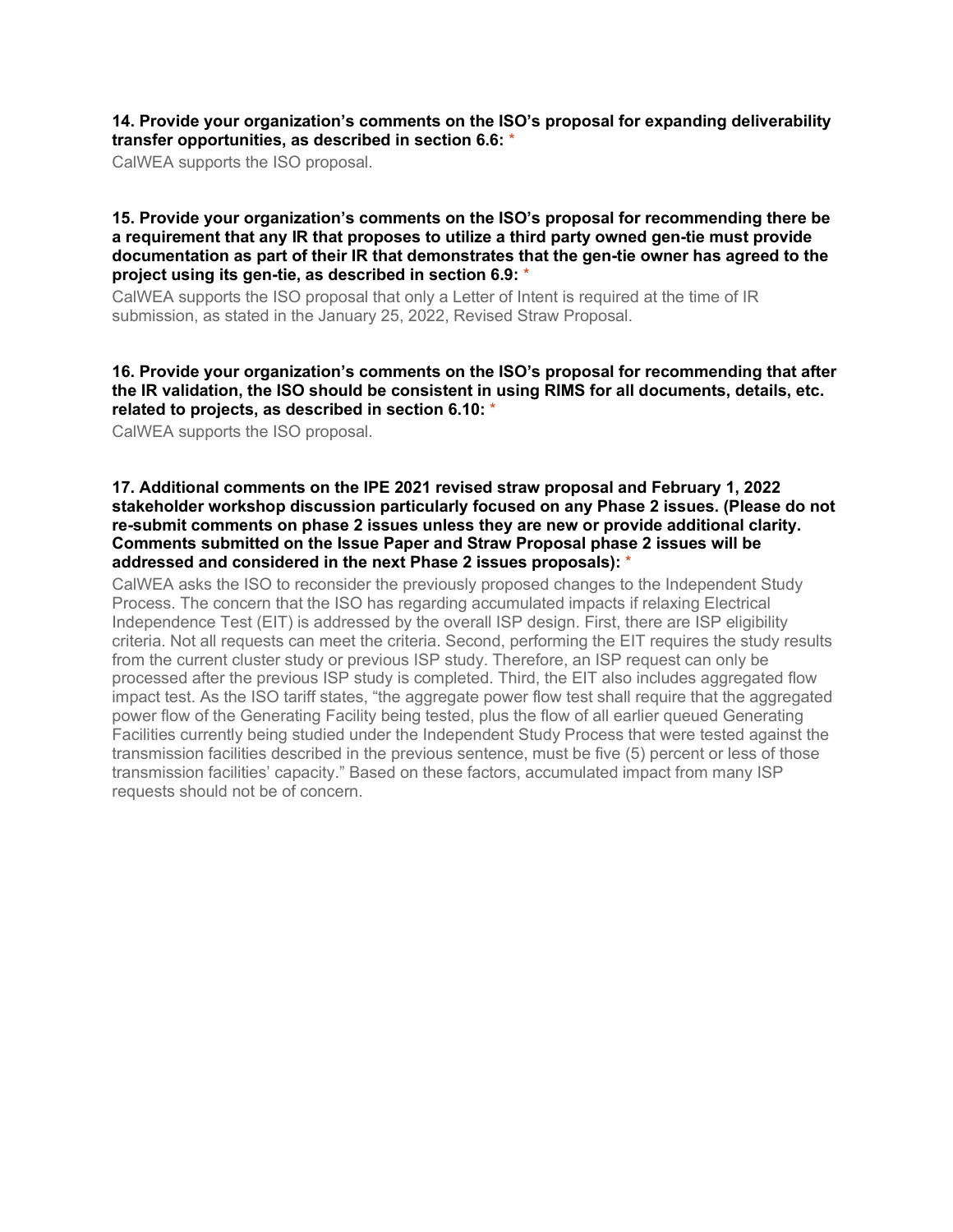**14. Provide your organization's comments on the ISO's proposal for expanding deliverability transfer opportunities, as described in section 6.6:** *

CalWEA supports the ISO proposal.

**15. Provide your organization's comments on the ISO's proposal for recommending there be a requirement that any IR that proposes to utilize a third party owned gen-tie must provide documentation as part of their IR that demonstrates that the gen-tie owner has agreed to the project using its gen-tie, as described in section 6.9:** *

CalWEA supports the ISO proposal that only a Letter of Intent is required at the time of IR submission, as stated in the January 25, 2022, Revised Straw Proposal.

**16. Provide your organization's comments on the ISO's proposal for recommending that after the IR validation, the ISO should be consistent in using RIMS for all documents, details, etc. related to projects, as described in section 6.10:** *

CalWEA supports the ISO proposal.

**17. Additional comments on the IPE 2021 revised straw proposal and February 1, 2022 stakeholder workshop discussion particularly focused on any Phase 2 issues. (Please do not re-submit comments on phase 2 issues unless they are new or provide additional clarity. Comments submitted on the Issue Paper and Straw Proposal phase 2 issues will be addressed and considered in the next Phase 2 issues proposals):** *

CalWEA asks the ISO to reconsider the previously proposed changes to the Independent Study Process. The concern that the ISO has regarding accumulated impacts if relaxing Electrical Independence Test (EIT) is addressed by the overall ISP design. First, there are ISP eligibility criteria. Not all requests can meet the criteria. Second, performing the EIT requires the study results from the current cluster study or previous ISP study. Therefore, an ISP request can only be processed after the previous ISP study is completed. Third, the EIT also includes aggregated flow impact test. As the ISO tariff states, "the aggregate power flow test shall require that the aggregated power flow of the Generating Facility being tested, plus the flow of all earlier queued Generating Facilities currently being studied under the Independent Study Process that were tested against the transmission facilities described in the previous sentence, must be five (5) percent or less of those transmission facilities' capacity." Based on these factors, accumulated impact from many ISP requests should not be of concern.